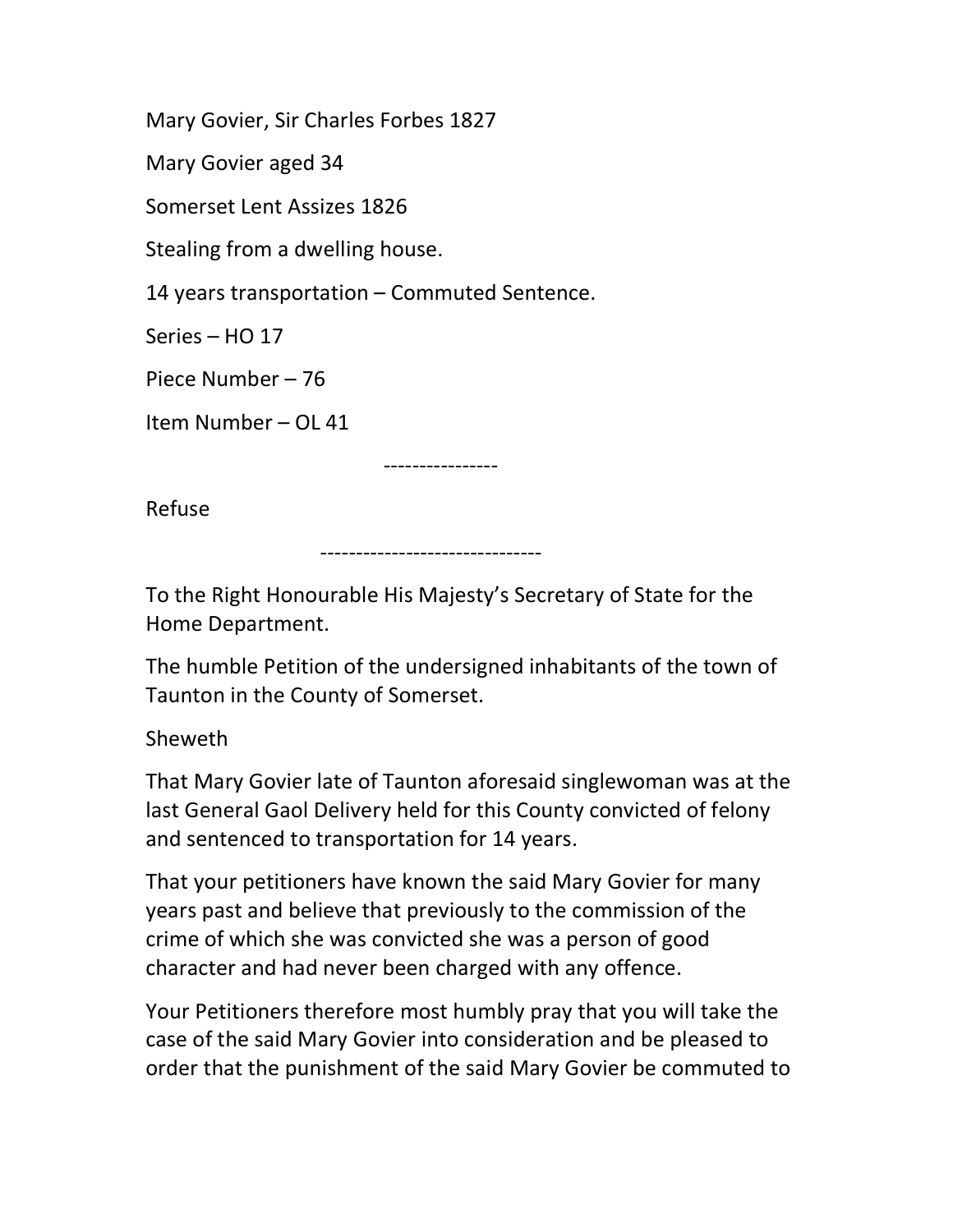Mary Govier, Sir Charles Forbes 1827

Mary Govier aged 34

Somerset Lent Assizes 1826

Stealing from a dwelling house.

14 years transportation – Commuted Sentence.

Series – HO 17

Piece Number – 76

Item Number – OL 41

----------------

Refuse

-------------------------------

To the Right Honourable His Majesty's Secretary of State for the Home Department.

The humble Petition of the undersigned inhabitants of the town of Taunton in the County of Somerset.

Sheweth

That Mary Govier late of Taunton aforesaid singlewoman was at the last General Gaol Delivery held for this County convicted of felony and sentenced to transportation for 14 years.

That your petitioners have known the said Mary Govier for many years past and believe that previously to the commission of the crime of which she was convicted she was a person of good character and had never been charged with any offence.

Your Petitioners therefore most humbly pray that you will take the case of the said Mary Govier into consideration and be pleased to order that the punishment of the said Mary Govier be commuted to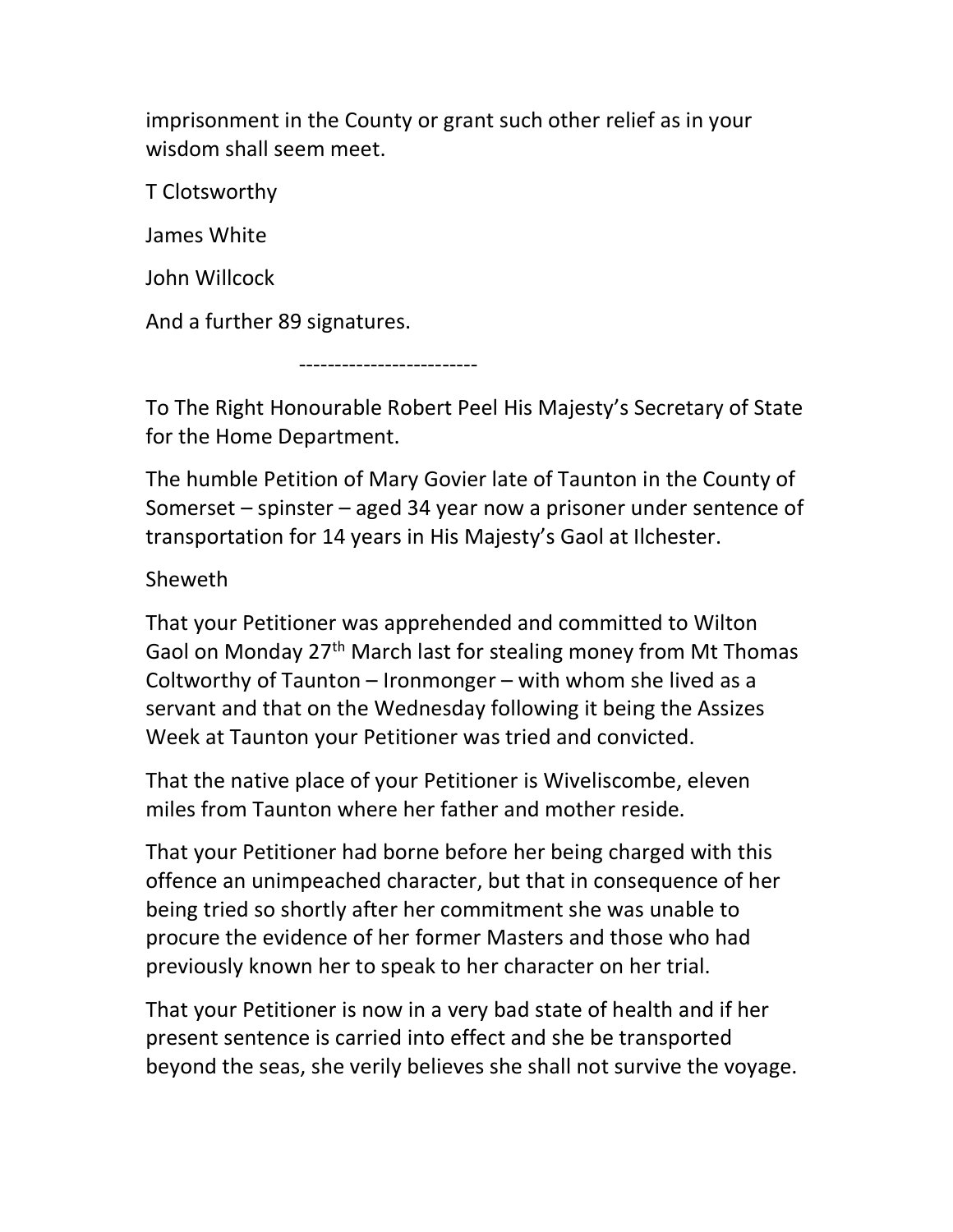imprisonment in the County or grant such other relief as in your wisdom shall seem meet.

T Clotsworthy

James White

John Willcock

And a further 89 signatures.

-------------------------

To The Right Honourable Robert Peel His Majesty's Secretary of State for the Home Department.

The humble Petition of Mary Govier late of Taunton in the County of Somerset – spinster – aged 34 year now a prisoner under sentence of transportation for 14 years in His Majesty's Gaol at Ilchester.

Sheweth

That your Petitioner was apprehended and committed to Wilton Gaol on Monday 27th March last for stealing money from Mt Thomas Coltworthy of Taunton – Ironmonger – with whom she lived as a servant and that on the Wednesday following it being the Assizes Week at Taunton your Petitioner was tried and convicted.

That the native place of your Petitioner is Wiveliscombe, eleven miles from Taunton where her father and mother reside.

That your Petitioner had borne before her being charged with this offence an unimpeached character, but that in consequence of her being tried so shortly after her commitment she was unable to procure the evidence of her former Masters and those who had previously known her to speak to her character on her trial.

That your Petitioner is now in a very bad state of health and if her present sentence is carried into effect and she be transported beyond the seas, she verily believes she shall not survive the voyage.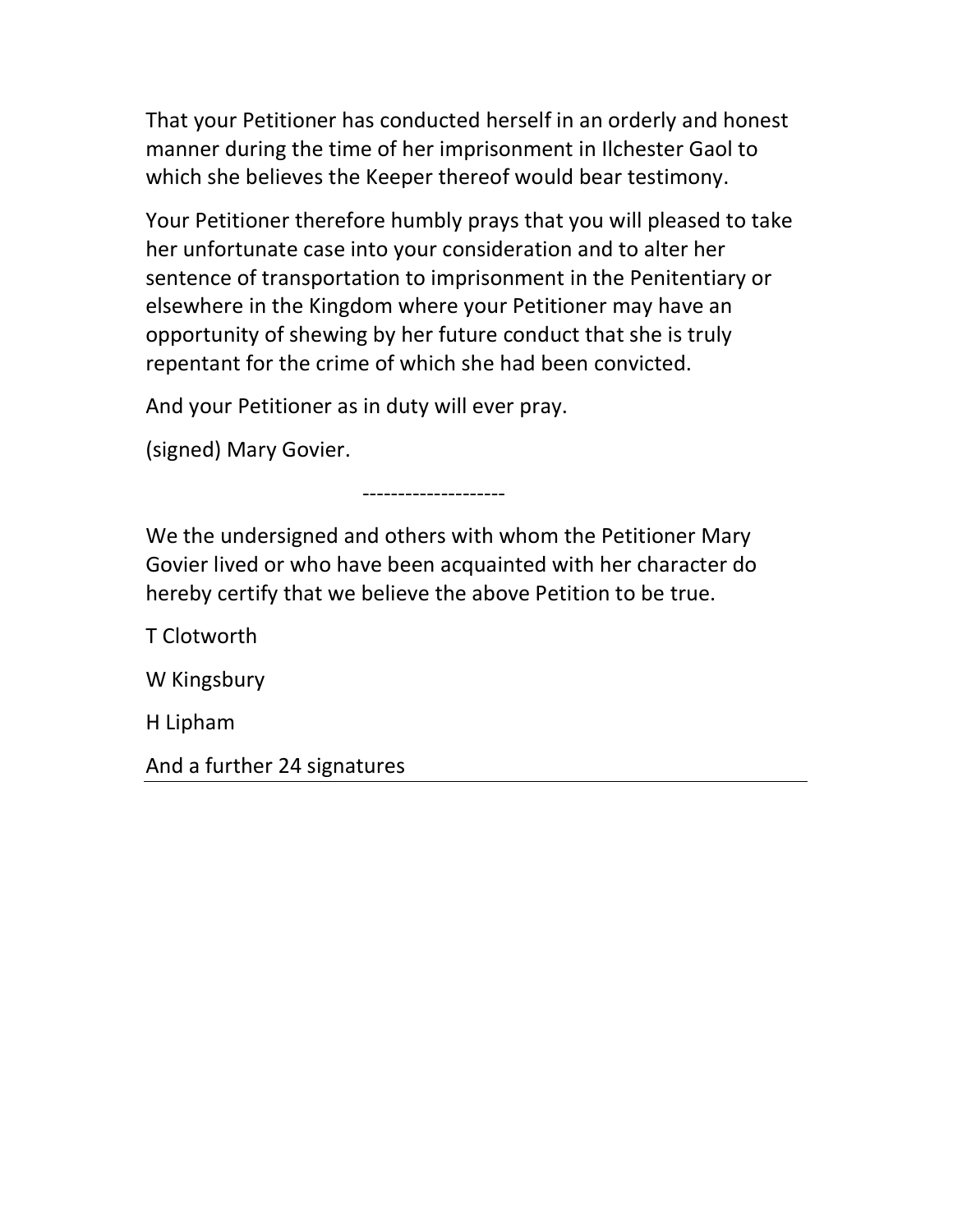That your Petitioner has conducted herself in an orderly and honest manner during the time of her imprisonment in Ilchester Gaol to which she believes the Keeper thereof would bear testimony.

Your Petitioner therefore humbly prays that you will pleased to take her unfortunate case into your consideration and to alter her sentence of transportation to imprisonment in the Penitentiary or elsewhere in the Kingdom where your Petitioner may have an opportunity of shewing by her future conduct that she is truly repentant for the crime of which she had been convicted.

And your Petitioner as in duty will ever pray.

(signed) Mary Govier.

--------------------

We the undersigned and others with whom the Petitioner Mary Govier lived or who have been acquainted with her character do hereby certify that we believe the above Petition to be true.

T Clotworth

W Kingsbury

H Lipham

And a further 24 signatures